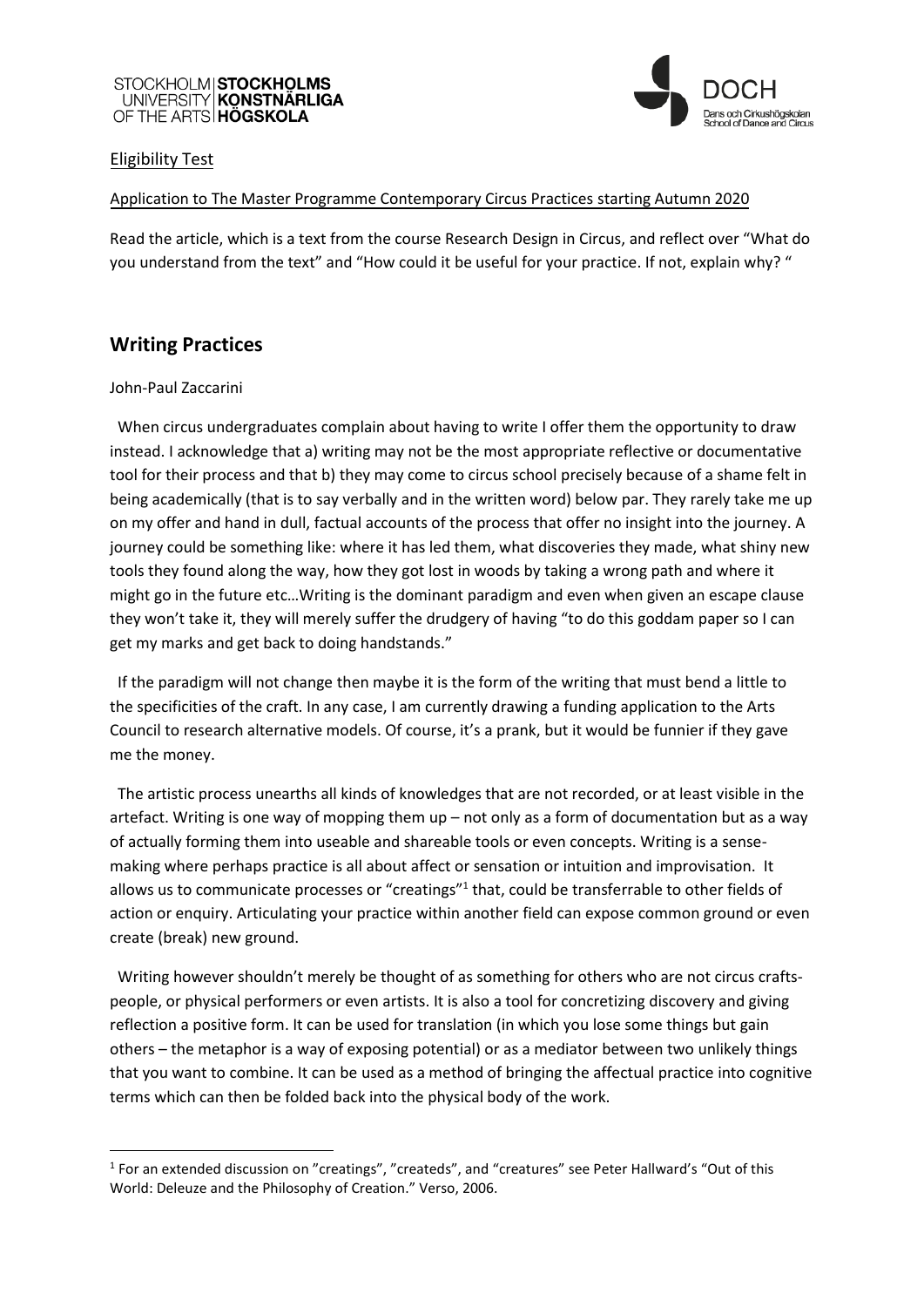STOCKHOLM UNIVERSITY OF THE ARTS | STOCKHOLMS KONSTNÄRLIGA HÖGSKOLA

DOCH Dans och Cirkushögskolan School of Dance and Circus

Eligibility Test

Application to The Master Programme Contemporary Circus Practices starting Autumn 2020

Read the article, which is a text from the course Research Design in Circus, and reflect over "What do you understand from the text" and "How could it be useful for your practice. If not, explain why? "

## Writing Practices

John-Paul Zaccarini

When circus undergraduates complain about having to write I offer them the opportunity to draw instead. I acknowledge that a) writing may not be the most appropriate reflective or documentative tool for their process and that b) they may come to circus school precisely because of a shame felt in being academically (that is to say verbally and in the written word) below par. They rarely take me up on my offer and hand in dull, factual accounts of the process that offer no insight into the journey. A journey could be something like: where it has led them, what discoveries they made, what shiny new tools they found along the way, how they got lost in woods by taking a wrong path and where it might go in the future etc…Writing is the dominant paradigm and even when given an escape clause they won't take it, they will merely suffer the drudgery of having "to do this goddam paper so I can get my marks and get back to doing handstands."

If the paradigm will not change then maybe it is the form of the writing that must bend a little to the specificities of the craft. In any case, I am currently drawing a funding application to the Arts Council to research alternative models. Of course, it's a prank, but it would be funnier if they gave me the money.

The artistic process unearths all kinds of knowledges that are not recorded, or at least visible in the artefact. Writing is one way of mopping them up – not only as a form of documentation but as a way of actually forming them into useable and shareable tools or even concepts. Writing is a sense-making where perhaps practice is all about affect or sensation or intuition and improvisation. It allows us to communicate processes or "creatings"[1] that, could be transferrable to other fields of action or enquiry. Articulating your practice within another field can expose common ground or even create (break) new ground.

Writing however shouldn't merely be thought of as something for others who are not circus crafts-people, or physical performers or even artists. It is also a tool for concretizing discovery and giving reflection a positive form. It can be used for translation (in which you lose some things but gain others – the metaphor is a way of exposing potential) or as a mediator between two unlikely things that you want to combine. It can be used as a method of bringing the affectual practice into cognitive terms which can then be folded back into the physical body of the work.

[1] For an extended discussion on "creatings", "createds", and "creatures" see Peter Hallward's "Out of this World: Deleuze and the Philosophy of Creation." Verso, 2006.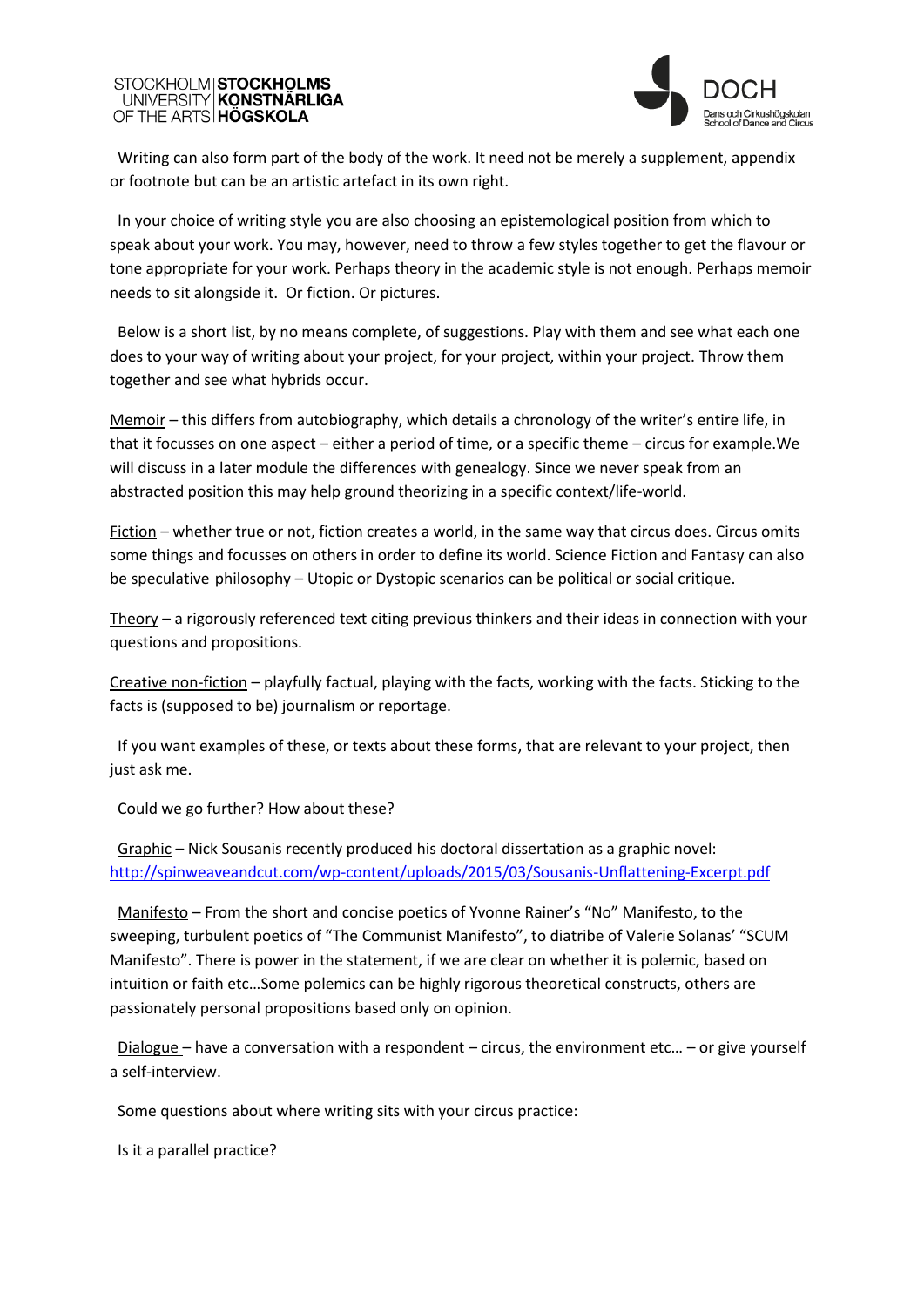Writing can also form part of the body of the work. It need not be merely a supplement, appendix or footnote but can be an artistic artefact in its own right.

In your choice of writing style you are also choosing an epistemological position from which to speak about your work. You may, however, need to throw a few styles together to get the flavour or tone appropriate for your work. Perhaps theory in the academic style is not enough. Perhaps memoir needs to sit alongside it. Or fiction. Or pictures.

Below is a short list, by no means complete, of suggestions. Play with them and see what each one does to your way of writing about your project, for your project, within your project. Throw them together and see what hybrids occur.

<u>Memoir</u> – this differs from autobiography, which details a chronology of the writer's entire life, in that it focusses on one aspect – either a period of time, or a specific theme – circus for example.We will discuss in a later module the differences with genealogy. Since we never speak from an abstracted position this may help ground theorizing in a specific context/life-world.

<u>Fiction</u> – whether true or not, fiction creates a world, in the same way that circus does. Circus omits some things and focusses on others in order to define its world. Science Fiction and Fantasy can also be speculative philosophy – Utopic or Dystopic scenarios can be political or social critique.

<u>Theory</u> – a rigorously referenced text citing previous thinkers and their ideas in connection with your questions and propositions.

<u>Creative non-fiction</u> – playfully factual, playing with the facts, working with the facts. Sticking to the facts is (supposed to be) journalism or reportage.

If you want examples of these, or texts about these forms, that are relevant to your project, then just ask me.

Could we go further? How about these?

<u>Graphic</u> – Nick Sousanis recently produced his doctoral dissertation as a graphic novel: [http://spinweaveandcut.com/wp-content/uploads/2015/03/Sousanis-Unflattening-Excerpt.pdf](http://spinweaveandcut.com/wp-content/uploads/2015/03/Sousanis-Unflattening-Excerpt.pdf)

<u>Manifesto</u> – From the short and concise poetics of Yvonne Rainer's "No" Manifesto, to the sweeping, turbulent poetics of "The Communist Manifesto", to diatribe of Valerie Solanas' "SCUM Manifesto". There is power in the statement, if we are clear on whether it is polemic, based on intuition or faith etc…Some polemics can be highly rigorous theoretical constructs, others are passionately personal propositions based only on opinion.

<u>Dialogue</u> – have a conversation with a respondent – circus, the environment etc… – or give yourself a self-interview.

Some questions about where writing sits with your circus practice:

Is it a parallel practice?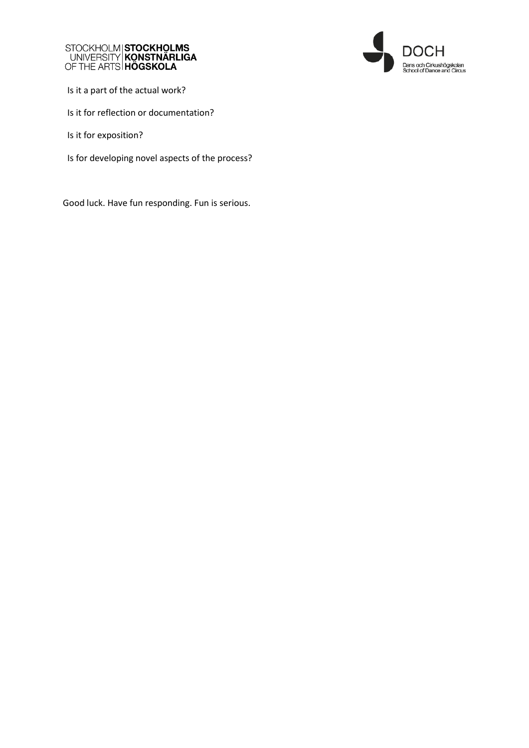Is it a part of the actual work?

Is it for reflection or documentation?

Is it for exposition?

Is for developing novel aspects of the process?

Good luck. Have fun responding. Fun is serious.